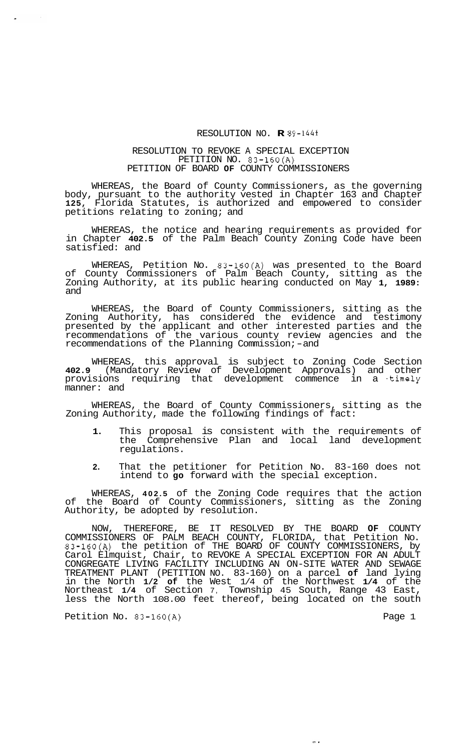RESOLUTION NO. **R** 89-1441

RESOLUTION TO REVOKE A SPECIAL EXCEPTION
PETITION NO. 83-160(A)
PETITION OF BOARD **OF** COUNTY COMMISSIONERS

WHEREAS, the Board of County Commissioners, as the governing body, pursuant to the authority vested in Chapter 163 and Chapter **125**, Florida Statutes, is authorized and empowered to consider petitions relating to zoning; and

WHEREAS, the notice and hearing requirements as provided for in Chapter **402.5** of the Palm Beach County Zoning Code have been satisfied: and

WHEREAS, Petition No. 83-160(A) was presented to the Board of County Commissioners of Palm Beach County, sitting as the Zoning Authority, at its public hearing conducted on May **1**, **1989**: and

WHEREAS, the Board of County Commissioners, sitting as the Zoning Authority, has considered the evidence and testimony presented by the applicant and other interested parties and the recommendations of the various county review agencies and the recommendations of the Planning Commission; and

WHEREAS, this approval is subject to Zoning Code Section **402.9** (Mandatory Review of Development Approvals) and other provisions requiring that development commence in a timely manner: and

WHEREAS, the Board of County Commissioners, sitting as the Zoning Authority, made the following findings of fact:

**1.** This proposal is consistent with the requirements of the Comprehensive Plan and local land development regulations.

**2.** That the petitioner for Petition No. 83-160 does not intend to **go** forward with the special exception.

WHEREAS, **402.5** of the Zoning Code requires that the action of the Board of County Commissioners, sitting as the Zoning Authority, be adopted by resolution.

NOW, THEREFORE, BE IT RESOLVED BY THE BOARD **OF** COUNTY COMMISSIONERS OF PALM BEACH COUNTY, FLORIDA, that Petition No. 83-160(A) the petition of THE BOARD OF COUNTY COMMISSIONERS, by Carol Elmquist, Chair, to REVOKE A SPECIAL EXCEPTION FOR AN ADULT CONGREGATE LIVING FACILITY INCLUDING AN ON-SITE WATER AND SEWAGE TREATMENT PLANT (PETITION NO. 83-160) on a parcel **of** land lying in the North **1/2** **of** the West 1/4 of the Northwest **1/4** of the Northeast **1/4** of Section 7, Township 45 South, Range 43 East, less the North 108.00 feet thereof, being located on the south

Petition No. 83-160(A)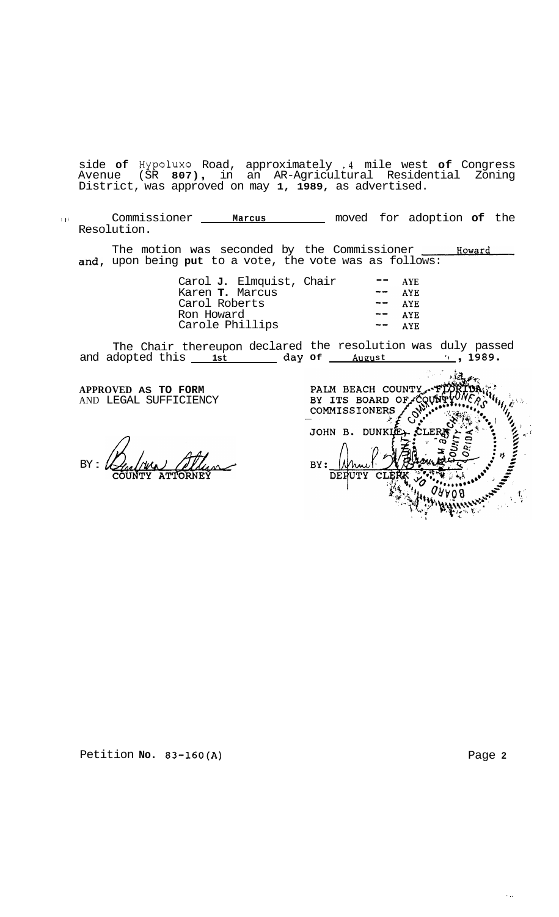side of Hypoluxo Road, approximately .4 mile west of Congress Avenue (SR 807), in an AR-Agricultural Residential Zoning District, was approved on may 1, 1989, as advertised.

Commissioner Marcus moved for adoption of the Resolution.

The motion was seconded by the Commissioner Howard and, upon being put to a vote, the vote was as follows:

| | | |
|---|---|---|
| Carol J. Elmquist, Chair | -- | AYE |
| Karen T. Marcus | -- | AYE |
| Carol Roberts | -- | AYE |
| Ron Howard | -- | AYE |
| Carole Phillips | -- | AYE |

The Chair thereupon declared the resolution was duly passed and adopted this 1st day of August, 1989.

**APPROVED AS TO FORM**
AND LEGAL SUFFICIENCY

BY: COUNTY ATTORNEY

PALM BEACH COUNTY, FLORIDA
BY ITS BOARD OF COUNTY COMMISSIONERS

JOHN B. DUNKLE, CLERK

BY: DEPUTY CLERK

Petition No. 83-160(A)